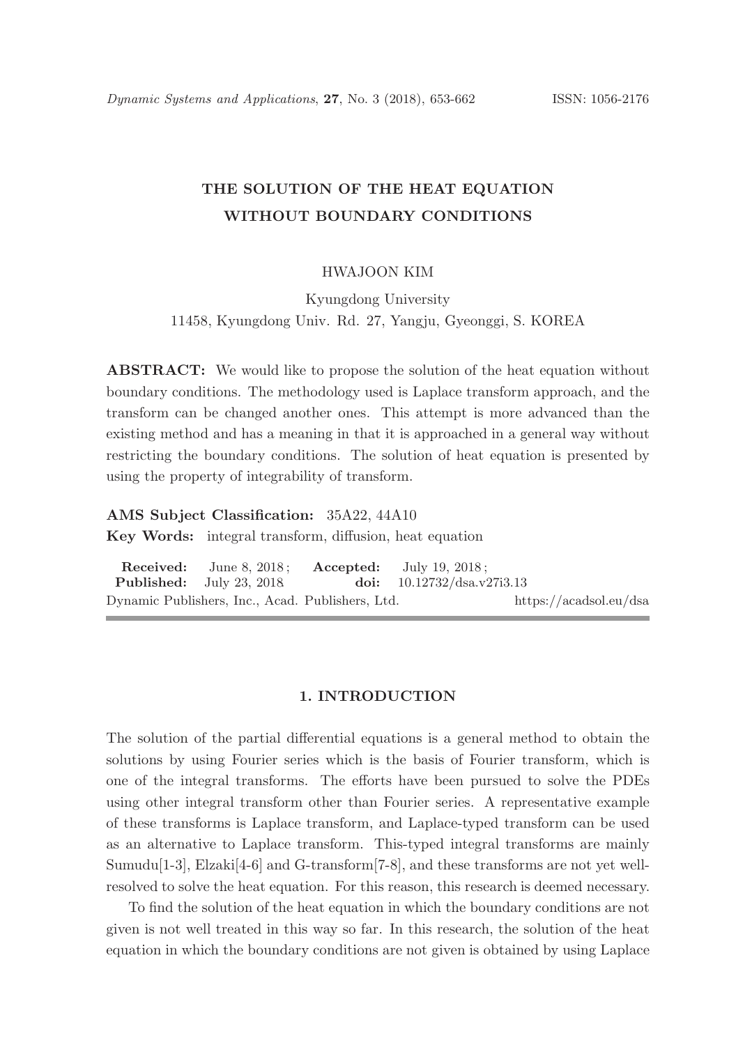# THE SOLUTION OF THE HEAT EQUATION WITHOUT BOUNDARY CONDITIONS

HWAJOON KIM

Kyungdong University
11458, Kyungdong Univ. Rd. 27, Yangju, Gyeonggi, S. KOREA

**ABSTRACT:** We would like to propose the solution of the heat equation without boundary conditions. The methodology used is Laplace transform approach, and the transform can be changed another ones. This attempt is more advanced than the existing method and has a meaning in that it is approached in a general way without restricting the boundary conditions. The solution of heat equation is presented by using the property of integrability of transform.

**AMS Subject Classification:** 35A22, 44A10

**Key Words:** integral transform, diffusion, heat equation

**Received:** June 8, 2018; **Accepted:** July 19, 2018;
**Published:** July 23, 2018 **doi:** 10.12732/dsa.v27i3.13
Dynamic Publishers, Inc., Acad. Publishers, Ltd. https://acadsol.eu/dsa

## 1. INTRODUCTION

The solution of the partial differential equations is a general method to obtain the solutions by using Fourier series which is the basis of Fourier transform, which is one of the integral transforms. The efforts have been pursued to solve the PDEs using other integral transform other than Fourier series. A representative example of these transforms is Laplace transform, and Laplace-typed transform can be used as an alternative to Laplace transform. This-typed integral transforms are mainly Sumudu[1-3], Elzaki[4-6] and G-transform[7-8], and these transforms are not yet well-resolved to solve the heat equation. For this reason, this research is deemed necessary.

To find the solution of the heat equation in which the boundary conditions are not given is not well treated in this way so far. In this research, the solution of the heat equation in which the boundary conditions are not given is obtained by using Laplace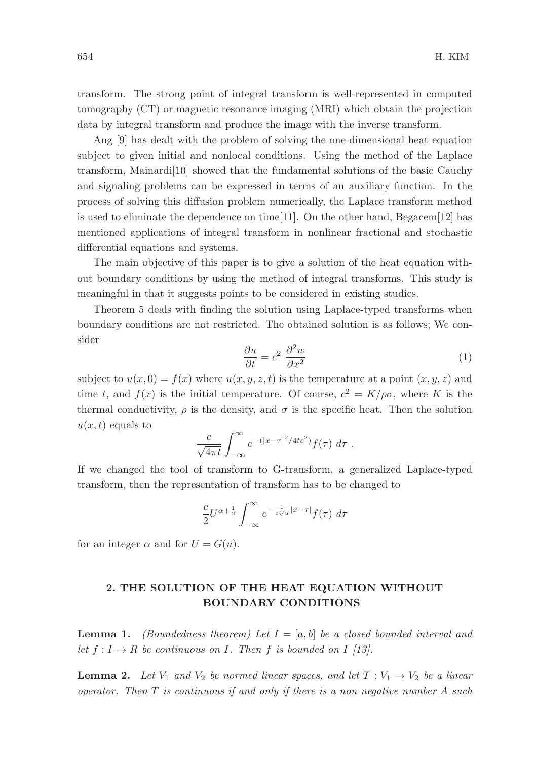transform. The strong point of integral transform is well-represented in computed tomography (CT) or magnetic resonance imaging (MRI) which obtain the projection data by integral transform and produce the image with the inverse transform.

Ang [9] has dealt with the problem of solving the one-dimensional heat equation subject to given initial and nonlocal conditions. Using the method of the Laplace transform, Mainardi[10] showed that the fundamental solutions of the basic Cauchy and signaling problems can be expressed in terms of an auxiliary function. In the process of solving this diffusion problem numerically, the Laplace transform method is used to eliminate the dependence on time[11]. On the other hand, Begacem[12] has mentioned applications of integral transform in nonlinear fractional and stochastic differential equations and systems.

The main objective of this paper is to give a solution of the heat equation without boundary conditions by using the method of integral transforms. This study is meaningful in that it suggests points to be considered in existing studies.

Theorem 5 deals with finding the solution using Laplace-typed transforms when boundary conditions are not restricted. The obtained solution is as follows; We consider

$$\frac{\partial u}{\partial t} = c^2 \ \frac{\partial^2 w}{\partial x^2} \tag{1}$$

subject to $u(x, 0) = f(x)$ where $u(x, y, z, t)$ is the temperature at a point $(x, y, z)$ and time $t$, and $f(x)$ is the initial temperature. Of course, $c^2 = K/\rho\sigma$, where $K$ is the thermal conductivity, $\rho$ is the density, and $\sigma$ is the specific heat. Then the solution $u(x, t)$ equals to

$$\frac{c}{\sqrt{4\pi t}} \int_{-\infty}^{\infty} e^{-(|x-\tau|^2/4tc^2)} f(\tau) \ d\tau \ .$$

If we changed the tool of transform to G-transform, a generalized Laplace-typed transform, then the representation of transform has to be changed to

$$\frac{c}{2} U^{\alpha+\frac{1}{2}} \int_{-\infty}^{\infty} e^{-\frac{1}{c\sqrt{u}}|x-\tau|} f(\tau) \ d\tau$$

for an integer $\alpha$ and for $U = G(u)$.

## 2. THE SOLUTION OF THE HEAT EQUATION WITHOUT BOUNDARY CONDITIONS

**Lemma 1.** *(Boundedness theorem) Let $I = [a, b]$ be a closed bounded interval and let $f : I \to R$ be continuous on $I$. Then $f$ is bounded on $I$ [13].*

**Lemma 2.** *Let $V_1$ and $V_2$ be normed linear spaces, and let $T : V_1 \to V_2$ be a linear operator. Then $T$ is continuous if and only if there is a non-negative number $A$ such*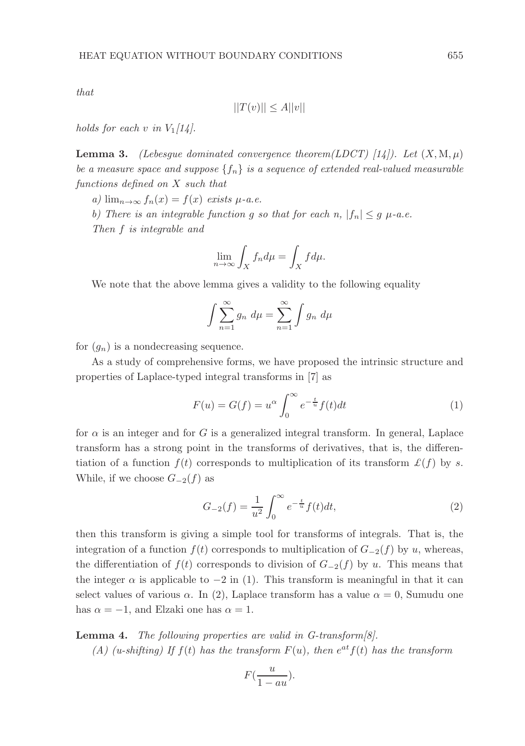*that*

$$||T(v)|| \leq A||v||$$

*holds for each $v$ in $V_1$[14].*

**Lemma 3.** *(Lebesgue dominated convergence theorem(LDCT) [14]). Let $(X, \mathrm{M}, \mu)$ be a measure space and suppose $\{f_n\}$ is a sequence of extended real-valued measurable functions defined on $X$ such that*

*a) $\lim_{n\to\infty} f_n(x) = f(x)$ exists $\mu$-a.e.*

*b) There is an integrable function $g$ so that for each $n$, $|f_n| \leq g$ $\mu$-a.e.*

*Then $f$ is integrable and*

$$\lim_{n\to\infty} \int_X f_n d\mu = \int_X f d\mu.$$

We note that the above lemma gives a validity to the following equality

$$\int \sum_{n=1}^{\infty} g_n \; d\mu = \sum_{n=1}^{\infty} \int g_n \; d\mu$$

for $(g_n)$ is a nondecreasing sequence.

As a study of comprehensive forms, we have proposed the intrinsic structure and properties of Laplace-typed integral transforms in [7] as

$$F(u) = G(f) = u^{\alpha} \int_0^{\infty} e^{-\frac{t}{u}} f(t)dt \tag{1}$$

for $\alpha$ is an integer and for $G$ is a generalized integral transform. In general, Laplace transform has a strong point in the transforms of derivatives, that is, the differentiation of a function $f(t)$ corresponds to multiplication of its transform $\pounds(f)$ by $s$. While, if we choose $G_{-2}(f)$ as

$$G_{-2}(f) = \frac{1}{u^2} \int_0^{\infty} e^{-\frac{t}{u}} f(t)dt, \tag{2}$$

then this transform is giving a simple tool for transforms of integrals. That is, the integration of a function $f(t)$ corresponds to multiplication of $G_{-2}(f)$ by $u$, whereas, the differentiation of $f(t)$ corresponds to division of $G_{-2}(f)$ by $u$. This means that the integer $\alpha$ is applicable to $-2$ in (1). This transform is meaningful in that it can select values of various $\alpha$. In (2), Laplace transform has a value $\alpha = 0$, Sumudu one has $\alpha = -1$, and Elzaki one has $\alpha = 1$.

**Lemma 4.** *The following properties are valid in G-transform[8].*

*(A) (u-shifting) If $f(t)$ has the transform $F(u)$, then $e^{at}f(t)$ has the transform*

$$F(\frac{u}{1-au}).$$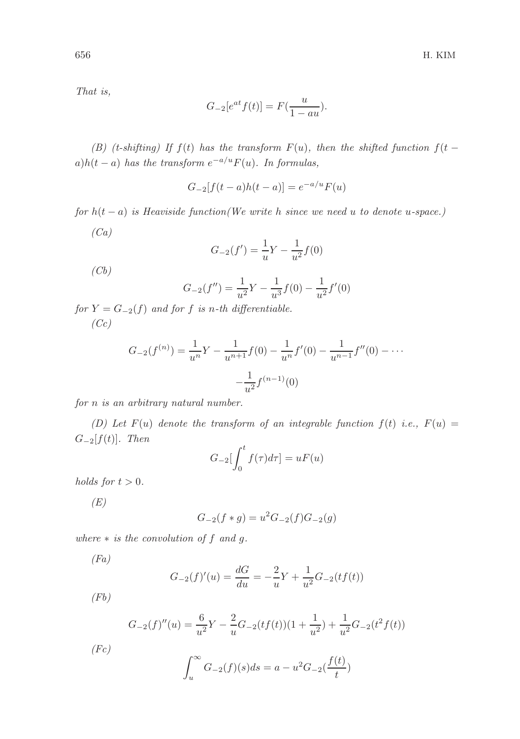*That is,*

$$G_{-2}[e^{at}f(t)] = F(\frac{u}{1-au}).$$

*(B) (t-shifting) If $f(t)$ has the transform $F(u)$, then the shifted function $f(t-a)h(t-a)$ has the transform $e^{-a/u}F(u)$. In formulas,*

$$G_{-2}[f(t-a)h(t-a)] = e^{-a/u}F(u)$$

*for $h(t-a)$ is Heaviside function(We write $h$ since we need $u$ to denote $u$-space.)*

*(Ca)*

$$G_{-2}(f') = \frac{1}{u}Y - \frac{1}{u^2}f(0)$$

*(Cb)*

$$G_{-2}(f'') = \frac{1}{u^2}Y - \frac{1}{u^3}f(0) - \frac{1}{u^2}f'(0)$$

*for $Y = G_{-2}(f)$ and for $f$ is $n$-th differentiable.*

*(Cc)*

$$G_{-2}(f^{(n)}) = \frac{1}{u^n}Y - \frac{1}{u^{n+1}}f(0) - \frac{1}{u^n}f'(0) - \frac{1}{u^{n-1}}f''(0) - \cdots$$
$$-\frac{1}{u^2}f^{(n-1)}(0)$$

*for $n$ is an arbitrary natural number.*

*(D) Let $F(u)$ denote the transform of an integrable function $f(t)$ i.e., $F(u) = G_{-2}[f(t)]$. Then*

$$G_{-2}[\int_0^t f(\tau)d\tau] = uF(u)$$

*holds for $t > 0$.*

*(E)*

$$G_{-2}(f * g) = u^2 G_{-2}(f)G_{-2}(g)$$

*where $*$ is the convolution of $f$ and $g$.*

*(Fa)*

$$G_{-2}(f)'(u) = \frac{dG}{du} = -\frac{2}{u}Y + \frac{1}{u^2}G_{-2}(tf(t))$$

*(Fb)*

$$G_{-2}(f)''(u) = \frac{6}{u^2}Y - \frac{2}{u}G_{-2}(tf(t))(1 + \frac{1}{u^2}) + \frac{1}{u^2}G_{-2}(t^2 f(t))$$

*(Fc)*

$$\int_u^\infty G_{-2}(f)(s)ds = a - u^2 G_{-2}(\frac{f(t)}{t})$$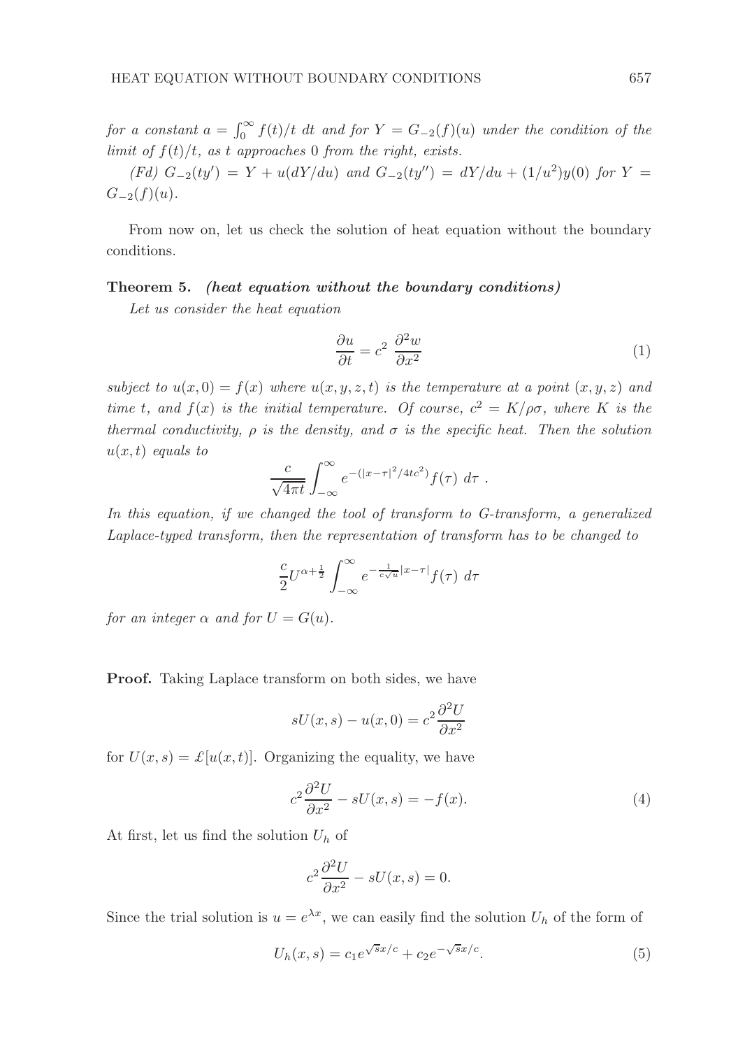*for a constant $a = \int_0^\infty f(t)/t\ dt$ and for $Y = G_{-2}(f)(u)$ under the condition of the limit of $f(t)/t$, as $t$ approaches 0 from the right, exists.*

*(Fd) $G_{-2}(ty') = Y + u(dY/du)$ and $G_{-2}(ty'') = dY/du + (1/u^2)y(0)$ for $Y = G_{-2}(f)(u)$.*

From now on, let us check the solution of heat equation without the boundary conditions.

**Theorem 5.** ***(heat equation without the boundary conditions)***

*Let us consider the heat equation*

$$\frac{\partial u}{\partial t} = c^2\ \frac{\partial^2 w}{\partial x^2} \tag{1}$$

*subject to $u(x,0) = f(x)$ where $u(x,y,z,t)$ is the temperature at a point $(x,y,z)$ and time $t$, and $f(x)$ is the initial temperature. Of course, $c^2 = K/\rho\sigma$, where $K$ is the thermal conductivity, $\rho$ is the density, and $\sigma$ is the specific heat. Then the solution $u(x,t)$ equals to*

$$\frac{c}{\sqrt{4\pi t}} \int_{-\infty}^{\infty} e^{-(|x-\tau|^2/4tc^2)} f(\tau)\ d\tau\ .$$

*In this equation, if we changed the tool of transform to G-transform, a generalized Laplace-typed transform, then the representation of transform has to be changed to*

$$\frac{c}{2} U^{\alpha+\frac{1}{2}} \int_{-\infty}^{\infty} e^{-\frac{1}{c\sqrt{u}}|x-\tau|} f(\tau)\ d\tau$$

*for an integer $\alpha$ and for $U = G(u)$.*

**Proof.** Taking Laplace transform on both sides, we have

$$sU(x,s) - u(x,0) = c^2 \frac{\partial^2 U}{\partial x^2}$$

for $U(x,s) = \pounds[u(x,t)]$. Organizing the equality, we have

$$c^2 \frac{\partial^2 U}{\partial x^2} - sU(x,s) = -f(x). \tag{4}$$

At first, let us find the solution $U_h$ of

$$c^2 \frac{\partial^2 U}{\partial x^2} - sU(x,s) = 0.$$

Since the trial solution is $u = e^{\lambda x}$, we can easily find the solution $U_h$ of the form of

$$U_h(x,s) = c_1 e^{\sqrt{s}x/c} + c_2 e^{-\sqrt{s}x/c}. \tag{5}$$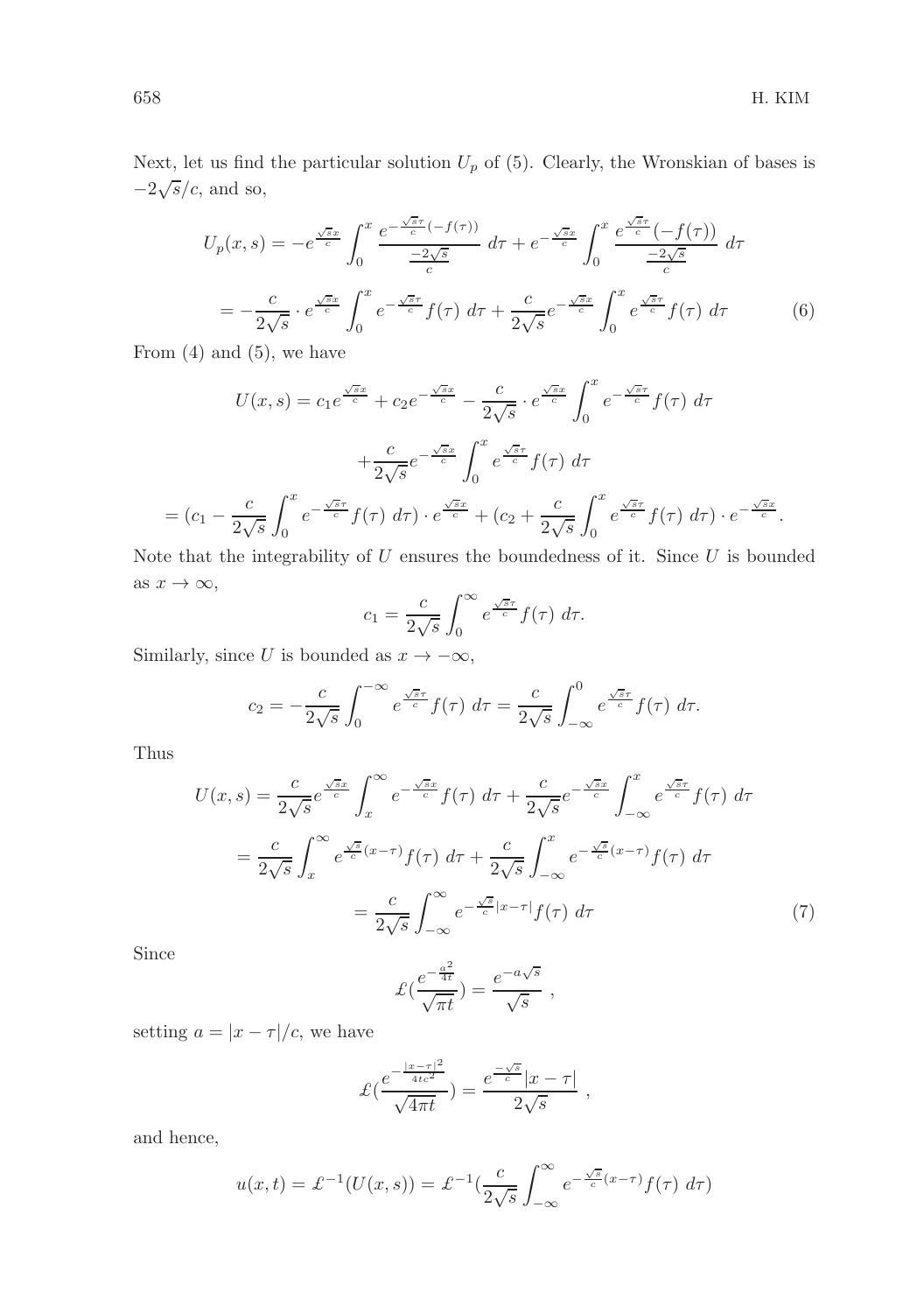Next, let us find the particular solution $U_p$ of (5). Clearly, the Wronskian of bases is $-2\sqrt{s}/c$, and so,

$$
\begin{aligned}
U_p(x,s) &= -e^{\frac{\sqrt{s}x}{c}} \int_0^x \frac{e^{-\frac{\sqrt{s}\tau}{c}}(-f(\tau))}{\frac{-2\sqrt{s}}{c}}\, d\tau + e^{-\frac{\sqrt{s}x}{c}} \int_0^x \frac{e^{\frac{\sqrt{s}\tau}{c}}(-f(\tau))}{\frac{-2\sqrt{s}}{c}}\, d\tau \\
&= -\frac{c}{2\sqrt{s}} \cdot e^{\frac{\sqrt{s}x}{c}} \int_0^x e^{-\frac{\sqrt{s}\tau}{c}} f(\tau)\, d\tau + \frac{c}{2\sqrt{s}} e^{-\frac{\sqrt{s}x}{c}} \int_0^x e^{\frac{\sqrt{s}\tau}{c}} f(\tau)\, d\tau \qquad (6)
\end{aligned}
$$

From (4) and (5), we have

$$
\begin{aligned}
U(x,s) &= c_1 e^{\frac{\sqrt{s}x}{c}} + c_2 e^{-\frac{\sqrt{s}x}{c}} - \frac{c}{2\sqrt{s}} \cdot e^{\frac{\sqrt{s}x}{c}} \int_0^x e^{-\frac{\sqrt{s}\tau}{c}} f(\tau)\, d\tau \\
&\quad + \frac{c}{2\sqrt{s}} e^{-\frac{\sqrt{s}x}{c}} \int_0^x e^{\frac{\sqrt{s}\tau}{c}} f(\tau)\, d\tau \\
&= (c_1 - \frac{c}{2\sqrt{s}} \int_0^x e^{-\frac{\sqrt{s}\tau}{c}} f(\tau)\, d\tau) \cdot e^{\frac{\sqrt{s}x}{c}} + (c_2 + \frac{c}{2\sqrt{s}} \int_0^x e^{\frac{\sqrt{s}\tau}{c}} f(\tau)\, d\tau) \cdot e^{-\frac{\sqrt{s}x}{c}}.
\end{aligned}
$$

Note that the integrability of $U$ ensures the boundedness of it. Since $U$ is bounded as $x \to \infty$,

$$
c_1 = \frac{c}{2\sqrt{s}} \int_0^\infty e^{\frac{\sqrt{s}\tau}{c}} f(\tau)\, d\tau.
$$

Similarly, since $U$ is bounded as $x \to -\infty$,

$$
c_2 = -\frac{c}{2\sqrt{s}} \int_0^{-\infty} e^{\frac{\sqrt{s}\tau}{c}} f(\tau)\, d\tau = \frac{c}{2\sqrt{s}} \int_{-\infty}^0 e^{\frac{\sqrt{s}\tau}{c}} f(\tau)\, d\tau.
$$

Thus

$$
\begin{aligned}
U(x,s) &= \frac{c}{2\sqrt{s}} e^{\frac{\sqrt{s}x}{c}} \int_x^\infty e^{-\frac{\sqrt{s}x}{c}} f(\tau)\, d\tau + \frac{c}{2\sqrt{s}} e^{-\frac{\sqrt{s}x}{c}} \int_{-\infty}^x e^{\frac{\sqrt{s}\tau}{c}} f(\tau)\, d\tau \\
&= \frac{c}{2\sqrt{s}} \int_x^\infty e^{\frac{\sqrt{s}}{c}(x-\tau)} f(\tau)\, d\tau + \frac{c}{2\sqrt{s}} \int_{-\infty}^x e^{-\frac{\sqrt{s}}{c}(x-\tau)} f(\tau)\, d\tau \\
&= \frac{c}{2\sqrt{s}} \int_{-\infty}^\infty e^{-\frac{\sqrt{s}}{c}|x-\tau|} f(\tau)\, d\tau \qquad (7)
\end{aligned}
$$

Since

$$
\pounds(\frac{e^{-\frac{a^2}{4t}}}{\sqrt{\pi t}}) = \frac{e^{-a\sqrt{s}}}{\sqrt{s}}\ ,
$$

setting $a = |x-\tau|/c$, we have

$$
\pounds(\frac{e^{-\frac{|x-\tau|^2}{4tc^2}}}{\sqrt{4\pi t}}) = \frac{e^{\frac{-\sqrt{s}}{c}|x-\tau|}}{2\sqrt{s}}\ ,
$$

and hence,

$$
u(x,t) = \pounds^{-1}(U(x,s)) = \pounds^{-1}(\frac{c}{2\sqrt{s}} \int_{-\infty}^\infty e^{-\frac{\sqrt{s}}{c}(x-\tau)} f(\tau)\, d\tau)
$$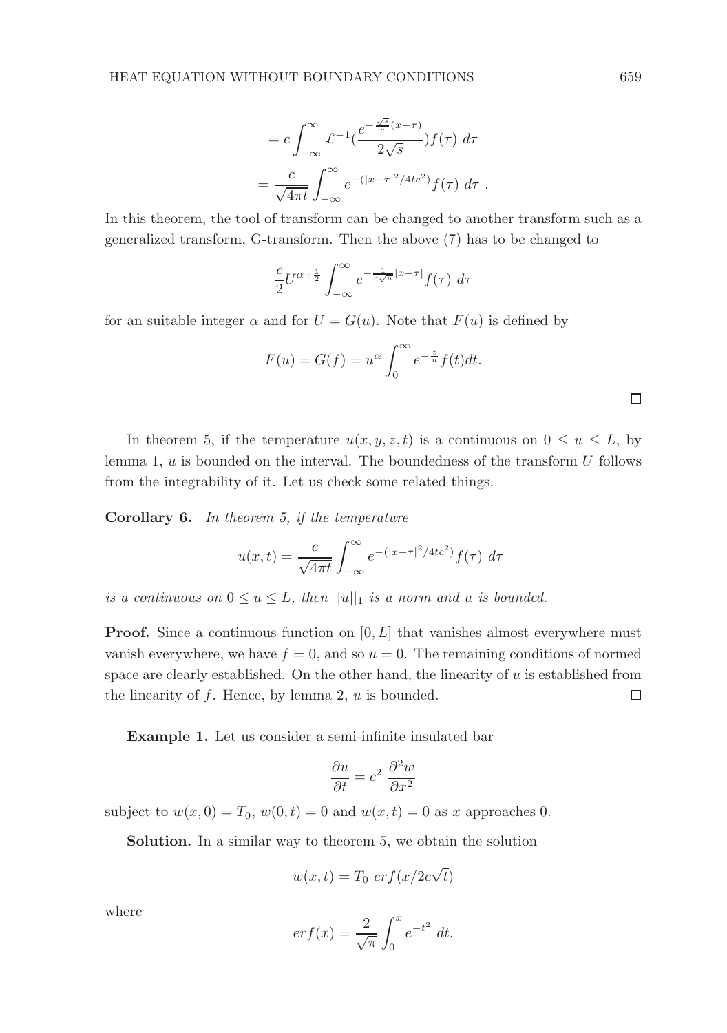$$= c \int_{-\infty}^{\infty} \pounds^{-1}\left(\frac{e^{-\frac{\sqrt{s}}{c}(x-\tau)}}{2\sqrt{s}}\right) f(\tau)\ d\tau$$

$$= \frac{c}{\sqrt{4\pi t}} \int_{-\infty}^{\infty} e^{-(|x-\tau|^2/4tc^2)} f(\tau)\ d\tau\ .$$

In this theorem, the tool of transform can be changed to another transform such as a generalized transform, G-transform. Then the above (7) has to be changed to

$$\frac{c}{2} U^{\alpha+\frac{1}{2}} \int_{-\infty}^{\infty} e^{-\frac{1}{c\sqrt{u}}|x-\tau|} f(\tau)\ d\tau$$

for an suitable integer $\alpha$ and for $U = G(u)$. Note that $F(u)$ is defined by

$$F(u) = G(f) = u^{\alpha} \int_0^{\infty} e^{-\frac{t}{u}} f(t) dt.$$

□

In theorem 5, if the temperature $u(x, y, z, t)$ is a continuous on $0 \leq u \leq L$, by lemma 1, $u$ is bounded on the interval. The boundedness of the transform $U$ follows from the integrability of it. Let us check some related things.

**Corollary 6.** *In theorem 5, if the temperature*

$$u(x,t) = \frac{c}{\sqrt{4\pi t}} \int_{-\infty}^{\infty} e^{-(|x-\tau|^2/4tc^2)} f(\tau)\ d\tau$$

*is a continuous on $0 \leq u \leq L$, then $||u||_1$ is a norm and $u$ is bounded.*

**Proof.** Since a continuous function on $[0, L]$ that vanishes almost everywhere must vanish everywhere, we have $f = 0$, and so $u = 0$. The remaining conditions of normed space are clearly established. On the other hand, the linearity of $u$ is established from the linearity of $f$. Hence, by lemma 2, $u$ is bounded. □

**Example 1.** Let us consider a semi-infinite insulated bar

$$\frac{\partial u}{\partial t} = c^2\ \frac{\partial^2 w}{\partial x^2}$$

subject to $w(x, 0) = T_0$, $w(0, t) = 0$ and $w(x, t) = 0$ as $x$ approaches 0.

**Solution.** In a similar way to theorem 5, we obtain the solution

$$w(x,t) = T_0\ erf(x/2c\sqrt{t})$$

where

$$erf(x) = \frac{2}{\sqrt{\pi}} \int_0^x e^{-t^2}\ dt.$$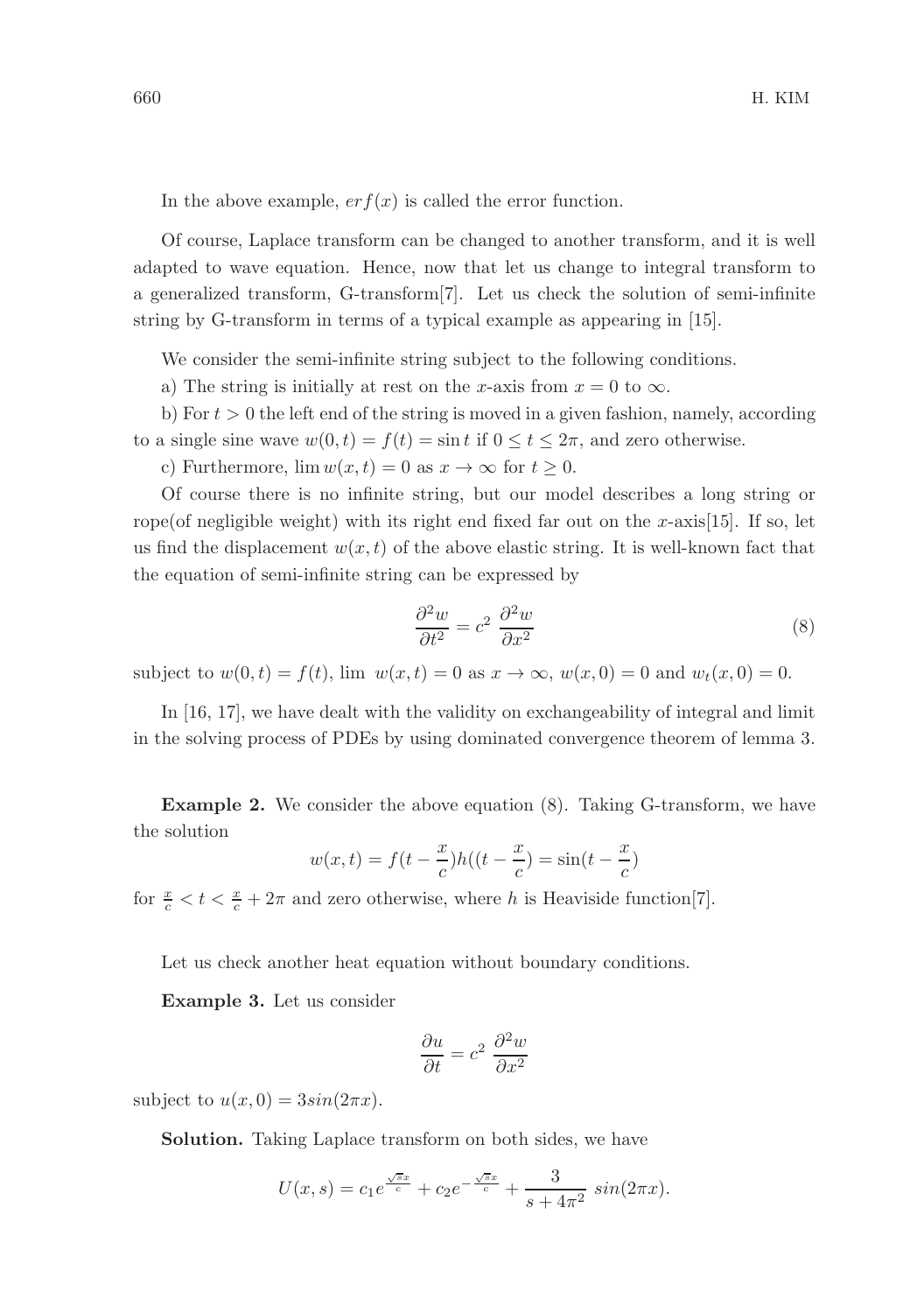In the above example, $erf(x)$ is called the error function.

Of course, Laplace transform can be changed to another transform, and it is well adapted to wave equation. Hence, now that let us change to integral transform to a generalized transform, G-transform[7]. Let us check the solution of semi-infinite string by G-transform in terms of a typical example as appearing in [15].

We consider the semi-infinite string subject to the following conditions.

a) The string is initially at rest on the $x$-axis from $x = 0$ to $\infty$.

b) For $t > 0$ the left end of the string is moved in a given fashion, namely, according to a single sine wave $w(0, t) = f(t) = \sin t$ if $0 \leq t \leq 2\pi$, and zero otherwise.

c) Furthermore, $\lim w(x, t) = 0$ as $x \to \infty$ for $t \geq 0$.

Of course there is no infinite string, but our model describes a long string or rope(of negligible weight) with its right end fixed far out on the $x$-axis[15]. If so, let us find the displacement $w(x, t)$ of the above elastic string. It is well-known fact that the equation of semi-infinite string can be expressed by

$$\frac{\partial^2 w}{\partial t^2} = c^2 \, \frac{\partial^2 w}{\partial x^2} \tag{8}$$

subject to $w(0, t) = f(t)$, $\lim \; w(x, t) = 0$ as $x \to \infty$, $w(x, 0) = 0$ and $w_t(x, 0) = 0$.

In [16, 17], we have dealt with the validity on exchangeability of integral and limit in the solving process of PDEs by using dominated convergence theorem of lemma 3.

**Example 2.** We consider the above equation (8). Taking G-transform, we have the solution

$$w(x, t) = f(t - \frac{x}{c})h((t - \frac{x}{c}) = \sin(t - \frac{x}{c})$$

for $\frac{x}{c} < t < \frac{x}{c} + 2\pi$ and zero otherwise, where $h$ is Heaviside function[7].

Let us check another heat equation without boundary conditions.

**Example 3.** Let us consider

$$\frac{\partial u}{\partial t} = c^2 \, \frac{\partial^2 w}{\partial x^2}$$

subject to $u(x, 0) = 3sin(2\pi x)$.

**Solution.** Taking Laplace transform on both sides, we have

$$U(x, s) = c_1 e^{\frac{\sqrt{s}x}{c}} + c_2 e^{-\frac{\sqrt{s}x}{c}} + \frac{3}{s + 4\pi^2} \; sin(2\pi x).$$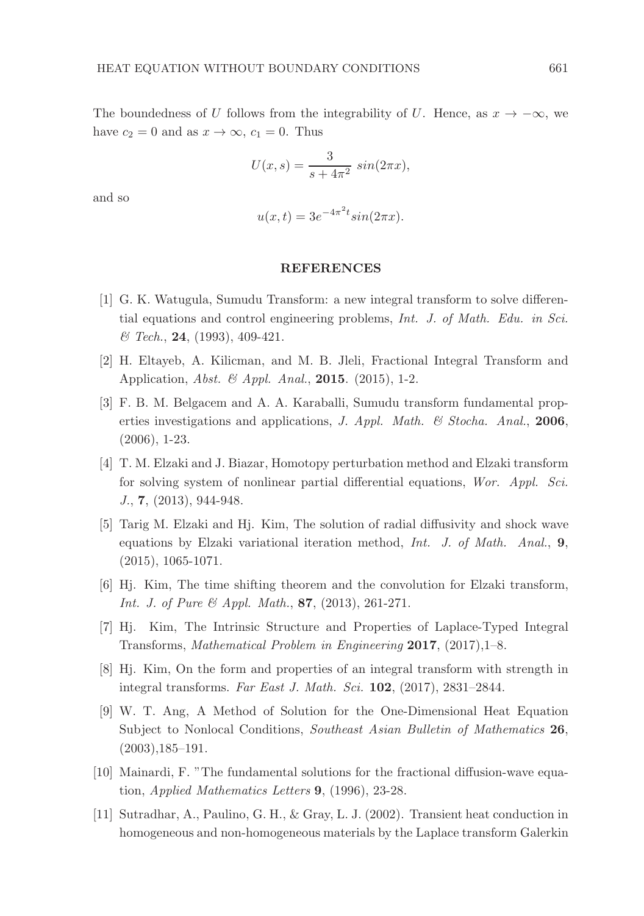The boundedness of $U$ follows from the integrability of $U$. Hence, as $x \to -\infty$, we have $c_2 = 0$ and as $x \to \infty$, $c_1 = 0$. Thus

$$U(x, s) = \frac{3}{s + 4\pi^2}\ sin(2\pi x),$$

and so

$$u(x, t) = 3e^{-4\pi^2 t} sin(2\pi x).$$

## REFERENCES

[1] G. K. Watugula, Sumudu Transform: a new integral transform to solve differential equations and control engineering problems, *Int. J. of Math. Edu. in Sci. & Tech.*, **24**, (1993), 409-421.

[2] H. Eltayeb, A. Kilicman, and M. B. Jleli, Fractional Integral Transform and Application, *Abst. & Appl. Anal.*, **2015**. (2015), 1-2.

[3] F. B. M. Belgacem and A. A. Karaballi, Sumudu transform fundamental properties investigations and applications, *J. Appl. Math. & Stocha. Anal.*, **2006**, (2006), 1-23.

[4] T. M. Elzaki and J. Biazar, Homotopy perturbation method and Elzaki transform for solving system of nonlinear partial differential equations, *Wor. Appl. Sci. J.*, **7**, (2013), 944-948.

[5] Tarig M. Elzaki and Hj. Kim, The solution of radial diffusivity and shock wave equations by Elzaki variational iteration method, *Int. J. of Math. Anal.*, **9**, (2015), 1065-1071.

[6] Hj. Kim, The time shifting theorem and the convolution for Elzaki transform, *Int. J. of Pure & Appl. Math.*, **87**, (2013), 261-271.

[7] Hj. Kim, The Intrinsic Structure and Properties of Laplace-Typed Integral Transforms, *Mathematical Problem in Engineering* **2017**, (2017),1–8.

[8] Hj. Kim, On the form and properties of an integral transform with strength in integral transforms. *Far East J. Math. Sci.* **102**, (2017), 2831–2844.

[9] W. T. Ang, A Method of Solution for the One-Dimensional Heat Equation Subject to Nonlocal Conditions, *Southeast Asian Bulletin of Mathematics* **26**, (2003),185–191.

[10] Mainardi, F. "The fundamental solutions for the fractional diffusion-wave equation, *Applied Mathematics Letters* **9**, (1996), 23-28.

[11] Sutradhar, A., Paulino, G. H., & Gray, L. J. (2002). Transient heat conduction in homogeneous and non-homogeneous materials by the Laplace transform Galerkin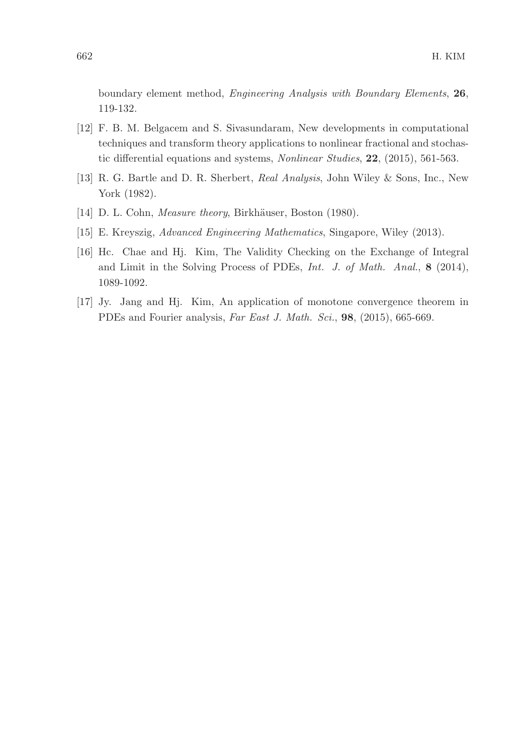boundary element method, *Engineering Analysis with Boundary Elements*, **26**, 119-132.

[12] F. B. M. Belgacem and S. Sivasundaram, New developments in computational techniques and transform theory applications to nonlinear fractional and stochastic differential equations and systems, *Nonlinear Studies*, **22**, (2015), 561-563.

[13] R. G. Bartle and D. R. Sherbert, *Real Analysis*, John Wiley & Sons, Inc., New York (1982).

[14] D. L. Cohn, *Measure theory*, Birkhäuser, Boston (1980).

[15] E. Kreyszig, *Advanced Engineering Mathematics*, Singapore, Wiley (2013).

[16] Hc. Chae and Hj. Kim, The Validity Checking on the Exchange of Integral and Limit in the Solving Process of PDEs, *Int. J. of Math. Anal.*, **8** (2014), 1089-1092.

[17] Jy. Jang and Hj. Kim, An application of monotone convergence theorem in PDEs and Fourier analysis, *Far East J. Math. Sci.*, **98**, (2015), 665-669.